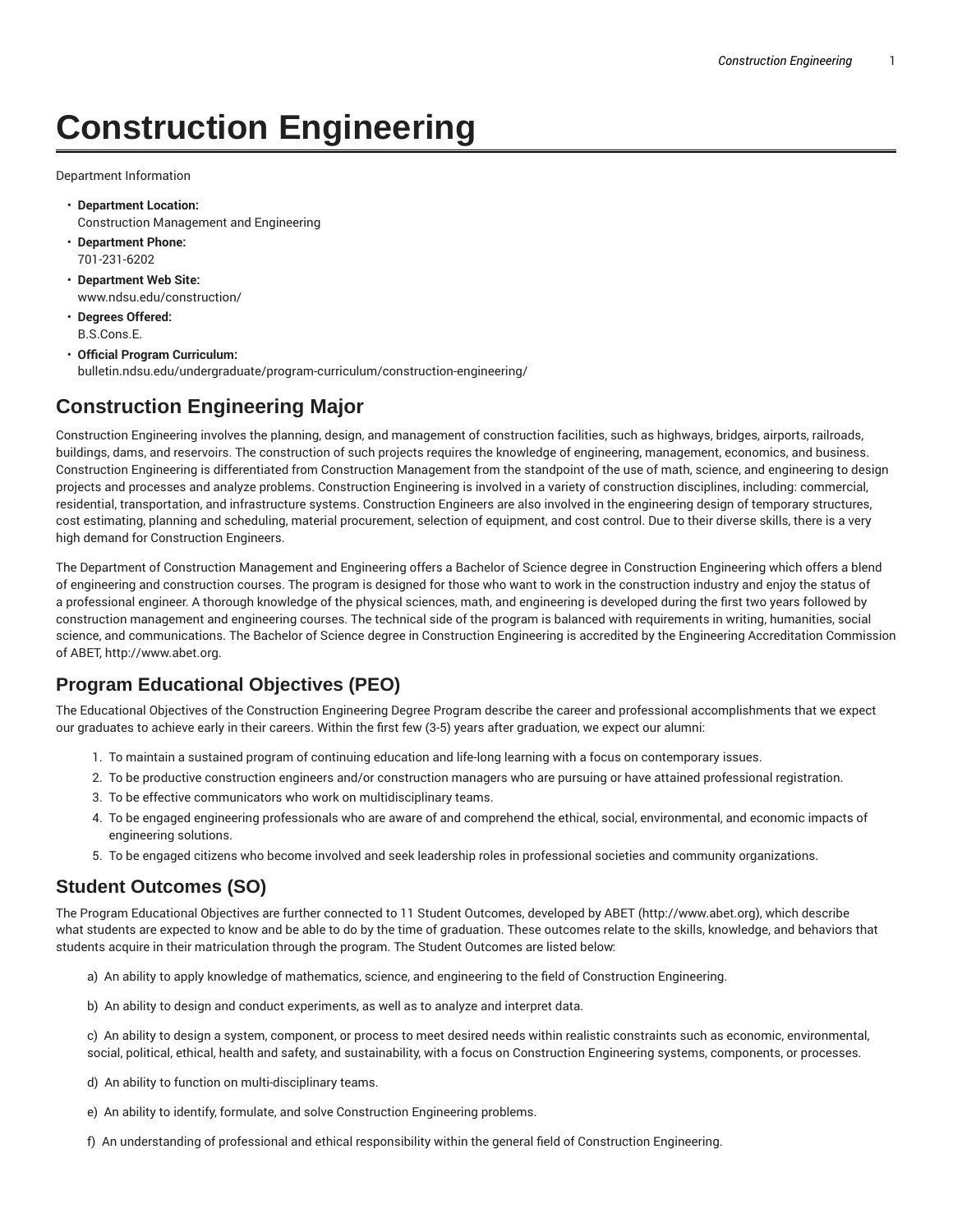# Construction Engineering

Department Information

- **Department Location:**
  Construction Management and Engineering
- **Department Phone:**
  701-231-6202
- **Department Web Site:**
  www.ndsu.edu/construction/
- **Degrees Offered:**
  B.S.Cons.E.
- **Official Program Curriculum:**
  bulletin.ndsu.edu/undergraduate/program-curriculum/construction-engineering/

## Construction Engineering Major

Construction Engineering involves the planning, design, and management of construction facilities, such as highways, bridges, airports, railroads, buildings, dams, and reservoirs. The construction of such projects requires the knowledge of engineering, management, economics, and business. Construction Engineering is differentiated from Construction Management from the standpoint of the use of math, science, and engineering to design projects and processes and analyze problems. Construction Engineering is involved in a variety of construction disciplines, including: commercial, residential, transportation, and infrastructure systems. Construction Engineers are also involved in the engineering design of temporary structures, cost estimating, planning and scheduling, material procurement, selection of equipment, and cost control. Due to their diverse skills, there is a very high demand for Construction Engineers.

The Department of Construction Management and Engineering offers a Bachelor of Science degree in Construction Engineering which offers a blend of engineering and construction courses. The program is designed for those who want to work in the construction industry and enjoy the status of a professional engineer. A thorough knowledge of the physical sciences, math, and engineering is developed during the first two years followed by construction management and engineering courses. The technical side of the program is balanced with requirements in writing, humanities, social science, and communications. The Bachelor of Science degree in Construction Engineering is accredited by the Engineering Accreditation Commission of ABET, http://www.abet.org.

## Program Educational Objectives (PEO)

The Educational Objectives of the Construction Engineering Degree Program describe the career and professional accomplishments that we expect our graduates to achieve early in their careers. Within the first few (3-5) years after graduation, we expect our alumni:

1. To maintain a sustained program of continuing education and life-long learning with a focus on contemporary issues.
2. To be productive construction engineers and/or construction managers who are pursuing or have attained professional registration.
3. To be effective communicators who work on multidisciplinary teams.
4. To be engaged engineering professionals who are aware of and comprehend the ethical, social, environmental, and economic impacts of engineering solutions.
5. To be engaged citizens who become involved and seek leadership roles in professional societies and community organizations.

## Student Outcomes (SO)

The Program Educational Objectives are further connected to 11 Student Outcomes, developed by ABET (http://www.abet.org), which describe what students are expected to know and be able to do by the time of graduation. These outcomes relate to the skills, knowledge, and behaviors that students acquire in their matriculation through the program. The Student Outcomes are listed below:

a) An ability to apply knowledge of mathematics, science, and engineering to the field of Construction Engineering.

b) An ability to design and conduct experiments, as well as to analyze and interpret data.

c) An ability to design a system, component, or process to meet desired needs within realistic constraints such as economic, environmental, social, political, ethical, health and safety, and sustainability, with a focus on Construction Engineering systems, components, or processes.

d) An ability to function on multi-disciplinary teams.

e) An ability to identify, formulate, and solve Construction Engineering problems.

f) An understanding of professional and ethical responsibility within the general field of Construction Engineering.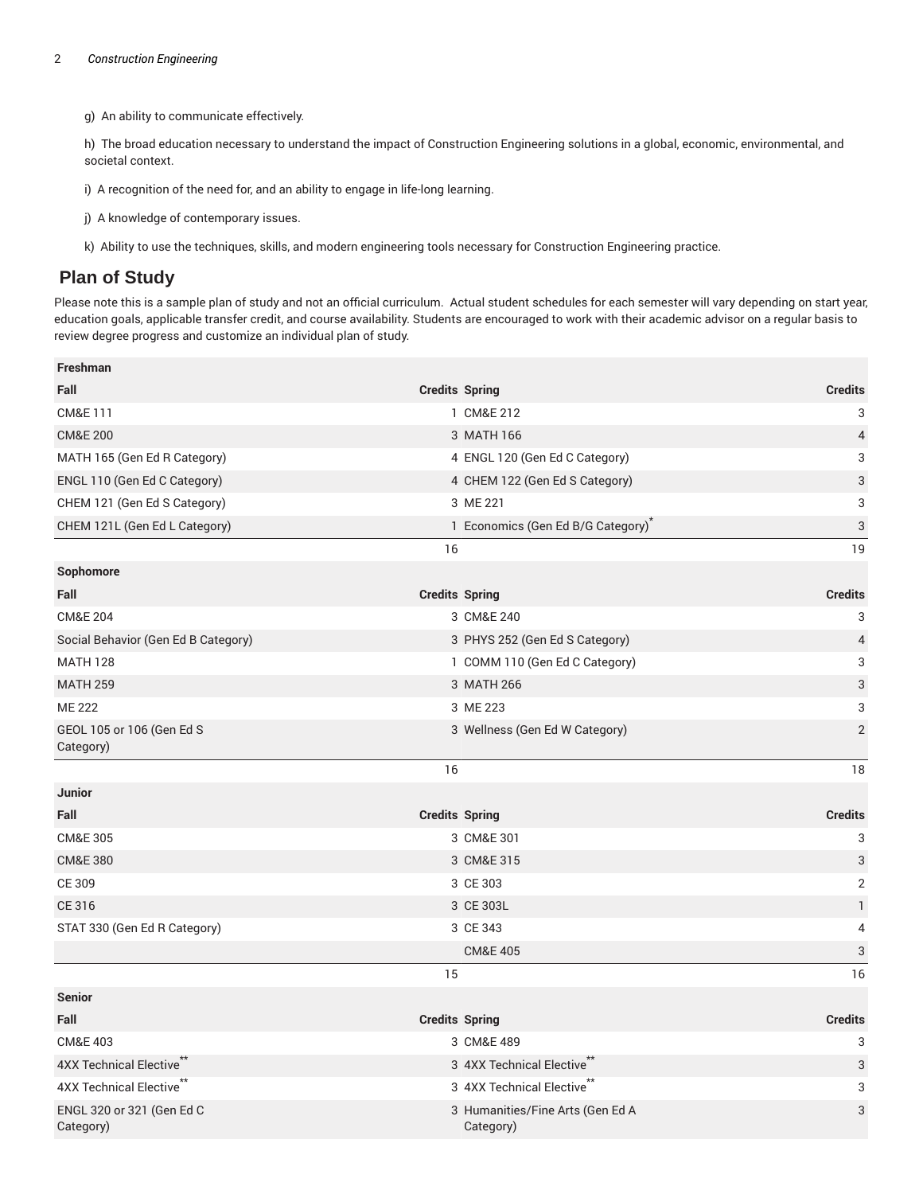g) An ability to communicate effectively.

h) The broad education necessary to understand the impact of Construction Engineering solutions in a global, economic, environmental, and societal context.

i) A recognition of the need for, and an ability to engage in life-long learning.

j) A knowledge of contemporary issues.

k) Ability to use the techniques, skills, and modern engineering tools necessary for Construction Engineering practice.

## Plan of Study

Please note this is a sample plan of study and not an official curriculum. Actual student schedules for each semester will vary depending on start year, education goals, applicable transfer credit, and course availability. Students are encouraged to work with their academic advisor on a regular basis to review degree progress and customize an individual plan of study.

| Freshman | | | |
|---|---|---|---|
| **Fall** | **Credits** | **Spring** | **Credits** |
| CM&E 111 | 1 | CM&E 212 | 3 |
| CM&E 200 | 3 | MATH 166 | 4 |
| MATH 165 (Gen Ed R Category) | 4 | ENGL 120 (Gen Ed C Category) | 3 |
| ENGL 110 (Gen Ed C Category) | 4 | CHEM 122 (Gen Ed S Category) | 3 |
| CHEM 121 (Gen Ed S Category) | 3 | ME 221 | 3 |
| CHEM 121L (Gen Ed L Category) | 1 | Economics (Gen Ed B/G Category)* | 3 |
| | 16 | | 19 |
| **Sophomore** | | | |
| **Fall** | **Credits** | **Spring** | **Credits** |
| CM&E 204 | 3 | CM&E 240 | 3 |
| Social Behavior (Gen Ed B Category) | 3 | PHYS 252 (Gen Ed S Category) | 4 |
| MATH 128 | 1 | COMM 110 (Gen Ed C Category) | 3 |
| MATH 259 | 3 | MATH 266 | 3 |
| ME 222 | 3 | ME 223 | 3 |
| GEOL 105 or 106 (Gen Ed S Category) | 3 | Wellness (Gen Ed W Category) | 2 |
| | 16 | | 18 |
| **Junior** | | | |
| **Fall** | **Credits** | **Spring** | **Credits** |
| CM&E 305 | 3 | CM&E 301 | 3 |
| CM&E 380 | 3 | CM&E 315 | 3 |
| CE 309 | 3 | CE 303 | 2 |
| CE 316 | 3 | CE 303L | 1 |
| STAT 330 (Gen Ed R Category) | 3 | CE 343 | 4 |
| | | CM&E 405 | 3 |
| | 15 | | 16 |
| **Senior** | | | |
| **Fall** | **Credits** | **Spring** | **Credits** |
| CM&E 403 | 3 | CM&E 489 | 3 |
| 4XX Technical Elective** | 3 | 4XX Technical Elective** | 3 |
| 4XX Technical Elective** | 3 | 4XX Technical Elective** | 3 |
| ENGL 320 or 321 (Gen Ed C Category) | 3 | Humanities/Fine Arts (Gen Ed A Category) | 3 |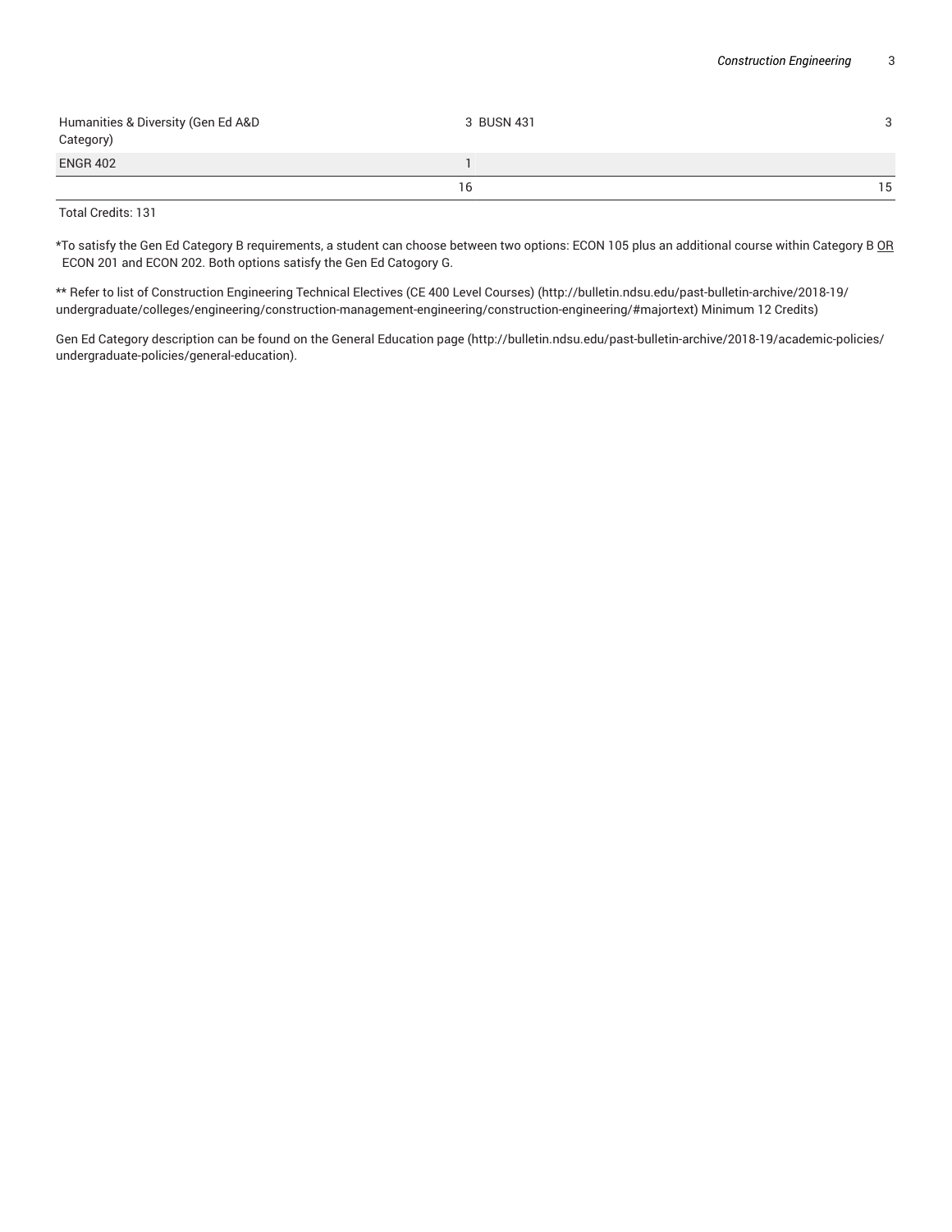| | | | |
|---|---|---|---|
| Humanities & Diversity (Gen Ed A&D Category) | 3 | BUSN 431 | 3 |
| ENGR 402 | 1 | | |
| | 16 | | 15 |

Total Credits: 131

*To satisfy the Gen Ed Category B requirements, a student can choose between two options: ECON 105 plus an additional course within Category B OR ECON 201 and ECON 202. Both options satisfy the Gen Ed Catogory G.

** Refer to list of Construction Engineering Technical Electives (CE 400 Level Courses) (http://bulletin.ndsu.edu/past-bulletin-archive/2018-19/undergraduate/colleges/engineering/construction-management-engineering/construction-engineering/#majortext) Minimum 12 Credits)

Gen Ed Category description can be found on the General Education page (http://bulletin.ndsu.edu/past-bulletin-archive/2018-19/academic-policies/undergraduate-policies/general-education).